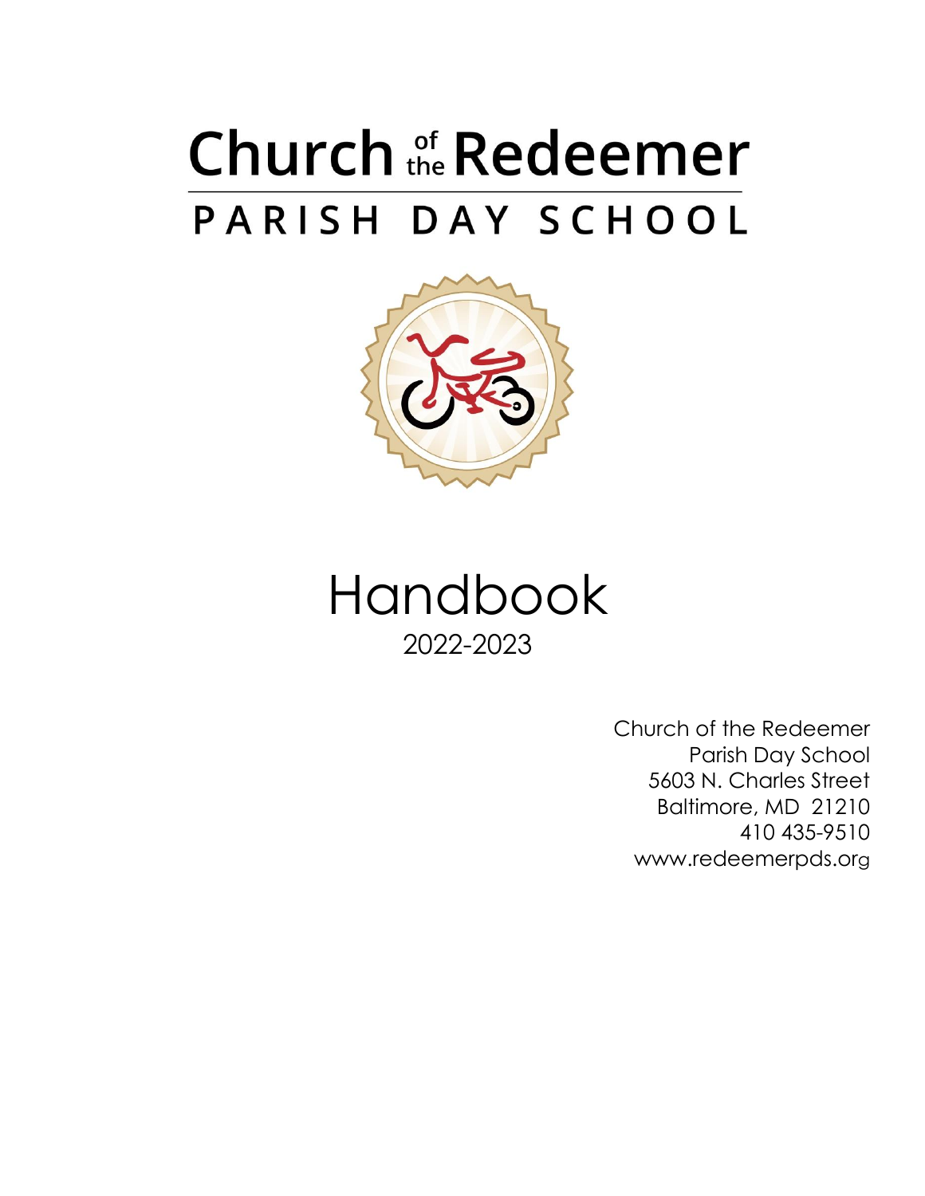# Church of the Redeemer

## PARISH DAY SCHOOL

# Handbook

2022-2023

Church of the Redeemer
Parish Day School
5603 N. Charles Street
Baltimore, MD 21210
410 435-9510
www.redeemerpds.org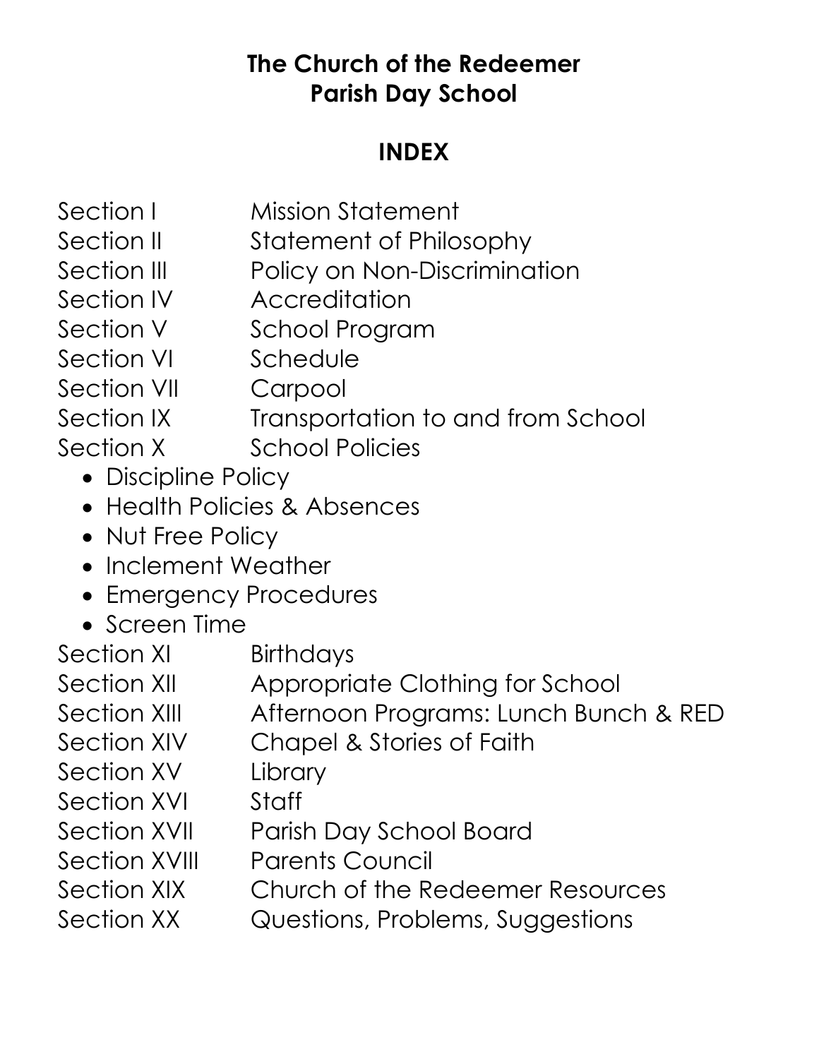# The Church of the Redeemer
# Parish Day School

## INDEX

| | |
|---|---|
| Section I | Mission Statement |
| Section II | Statement of Philosophy |
| Section III | Policy on Non-Discrimination |
| Section IV | Accreditation |
| Section V | School Program |
| Section VI | Schedule |
| Section VII | Carpool |
| Section IX | Transportation to and from School |
| Section X | School Policies |

- Discipline Policy
- Health Policies & Absences
- Nut Free Policy
- Inclement Weather
- Emergency Procedures
- Screen Time

| | |
|---|---|
| Section XI | Birthdays |
| Section XII | Appropriate Clothing for School |
| Section XIII | Afternoon Programs: Lunch Bunch & RED |
| Section XIV | Chapel & Stories of Faith |
| Section XV | Library |
| Section XVI | Staff |
| Section XVII | Parish Day School Board |
| Section XVIII | Parents Council |
| Section XIX | Church of the Redeemer Resources |
| Section XX | Questions, Problems, Suggestions |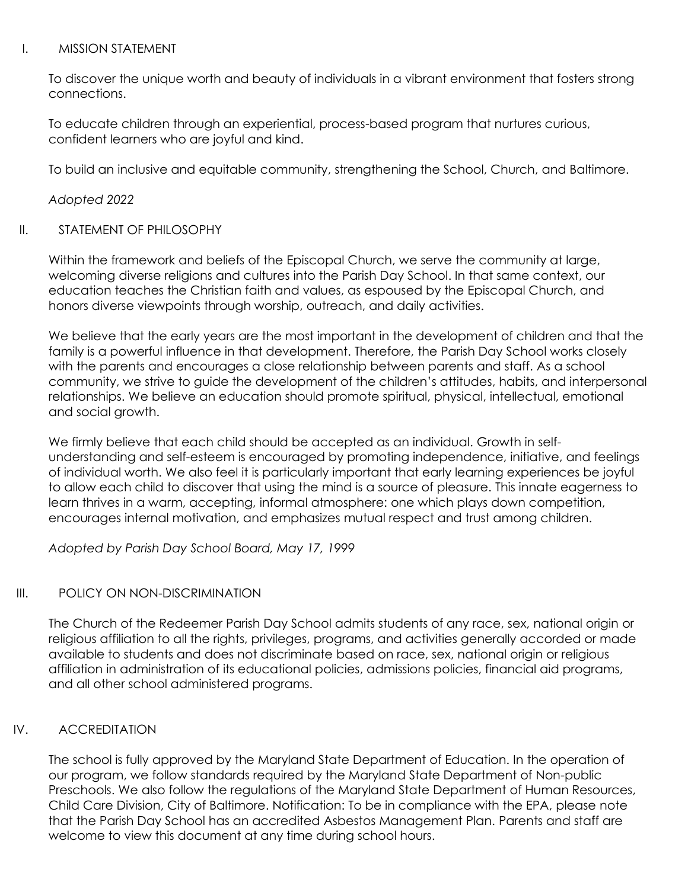## I. MISSION STATEMENT

To discover the unique worth and beauty of individuals in a vibrant environment that fosters strong connections.

To educate children through an experiential, process-based program that nurtures curious, confident learners who are joyful and kind.

To build an inclusive and equitable community, strengthening the School, Church, and Baltimore.

*Adopted 2022*

## II. STATEMENT OF PHILOSOPHY

Within the framework and beliefs of the Episcopal Church, we serve the community at large, welcoming diverse religions and cultures into the Parish Day School. In that same context, our education teaches the Christian faith and values, as espoused by the Episcopal Church, and honors diverse viewpoints through worship, outreach, and daily activities.

We believe that the early years are the most important in the development of children and that the family is a powerful influence in that development. Therefore, the Parish Day School works closely with the parents and encourages a close relationship between parents and staff. As a school community, we strive to guide the development of the children's attitudes, habits, and interpersonal relationships. We believe an education should promote spiritual, physical, intellectual, emotional and social growth.

We firmly believe that each child should be accepted as an individual. Growth in self-understanding and self-esteem is encouraged by promoting independence, initiative, and feelings of individual worth. We also feel it is particularly important that early learning experiences be joyful to allow each child to discover that using the mind is a source of pleasure. This innate eagerness to learn thrives in a warm, accepting, informal atmosphere: one which plays down competition, encourages internal motivation, and emphasizes mutual respect and trust among children.

*Adopted by Parish Day School Board, May 17, 1999*

## III. POLICY ON NON-DISCRIMINATION

The Church of the Redeemer Parish Day School admits students of any race, sex, national origin or religious affiliation to all the rights, privileges, programs, and activities generally accorded or made available to students and does not discriminate based on race, sex, national origin or religious affiliation in administration of its educational policies, admissions policies, financial aid programs, and all other school administered programs.

## IV. ACCREDITATION

The school is fully approved by the Maryland State Department of Education. In the operation of our program, we follow standards required by the Maryland State Department of Non-public Preschools. We also follow the regulations of the Maryland State Department of Human Resources, Child Care Division, City of Baltimore. Notification: To be in compliance with the EPA, please note that the Parish Day School has an accredited Asbestos Management Plan. Parents and staff are welcome to view this document at any time during school hours.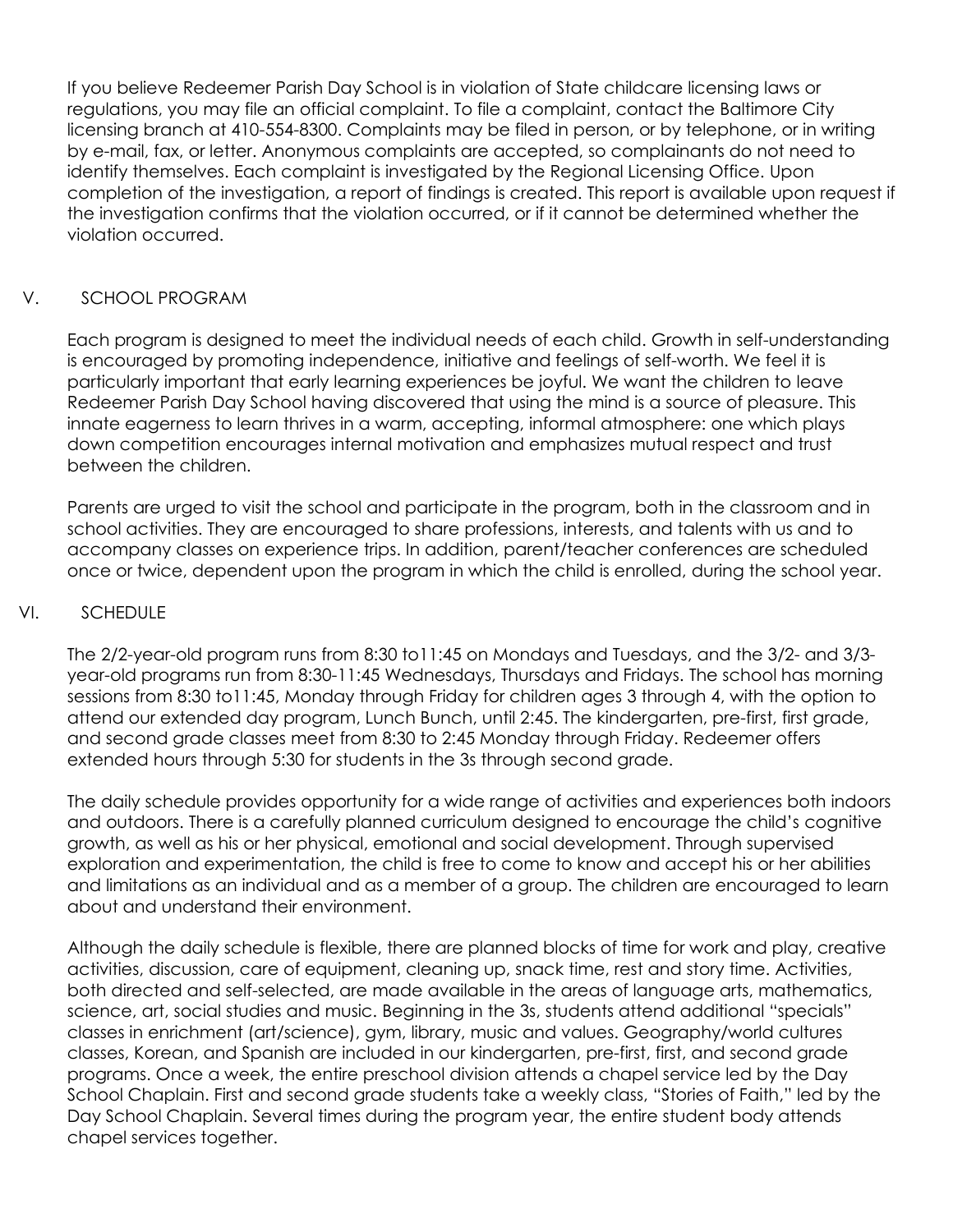If you believe Redeemer Parish Day School is in violation of State childcare licensing laws or regulations, you may file an official complaint. To file a complaint, contact the Baltimore City licensing branch at 410-554-8300. Complaints may be filed in person, or by telephone, or in writing by e-mail, fax, or letter. Anonymous complaints are accepted, so complainants do not need to identify themselves. Each complaint is investigated by the Regional Licensing Office. Upon completion of the investigation, a report of findings is created. This report is available upon request if the investigation confirms that the violation occurred, or if it cannot be determined whether the violation occurred.

## V. SCHOOL PROGRAM

Each program is designed to meet the individual needs of each child. Growth in self-understanding is encouraged by promoting independence, initiative and feelings of self-worth. We feel it is particularly important that early learning experiences be joyful. We want the children to leave Redeemer Parish Day School having discovered that using the mind is a source of pleasure. This innate eagerness to learn thrives in a warm, accepting, informal atmosphere: one which plays down competition encourages internal motivation and emphasizes mutual respect and trust between the children.

Parents are urged to visit the school and participate in the program, both in the classroom and in school activities. They are encouraged to share professions, interests, and talents with us and to accompany classes on experience trips. In addition, parent/teacher conferences are scheduled once or twice, dependent upon the program in which the child is enrolled, during the school year.

## VI. SCHEDULE

The 2/2-year-old program runs from 8:30 to11:45 on Mondays and Tuesdays, and the 3/2- and 3/3-year-old programs run from 8:30-11:45 Wednesdays, Thursdays and Fridays. The school has morning sessions from 8:30 to11:45, Monday through Friday for children ages 3 through 4, with the option to attend our extended day program, Lunch Bunch, until 2:45. The kindergarten, pre-first, first grade, and second grade classes meet from 8:30 to 2:45 Monday through Friday. Redeemer offers extended hours through 5:30 for students in the 3s through second grade.

The daily schedule provides opportunity for a wide range of activities and experiences both indoors and outdoors. There is a carefully planned curriculum designed to encourage the child's cognitive growth, as well as his or her physical, emotional and social development. Through supervised exploration and experimentation, the child is free to come to know and accept his or her abilities and limitations as an individual and as a member of a group. The children are encouraged to learn about and understand their environment.

Although the daily schedule is flexible, there are planned blocks of time for work and play, creative activities, discussion, care of equipment, cleaning up, snack time, rest and story time. Activities, both directed and self-selected, are made available in the areas of language arts, mathematics, science, art, social studies and music. Beginning in the 3s, students attend additional "specials" classes in enrichment (art/science), gym, library, music and values. Geography/world cultures classes, Korean, and Spanish are included in our kindergarten, pre-first, first, and second grade programs. Once a week, the entire preschool division attends a chapel service led by the Day School Chaplain. First and second grade students take a weekly class, "Stories of Faith," led by the Day School Chaplain. Several times during the program year, the entire student body attends chapel services together.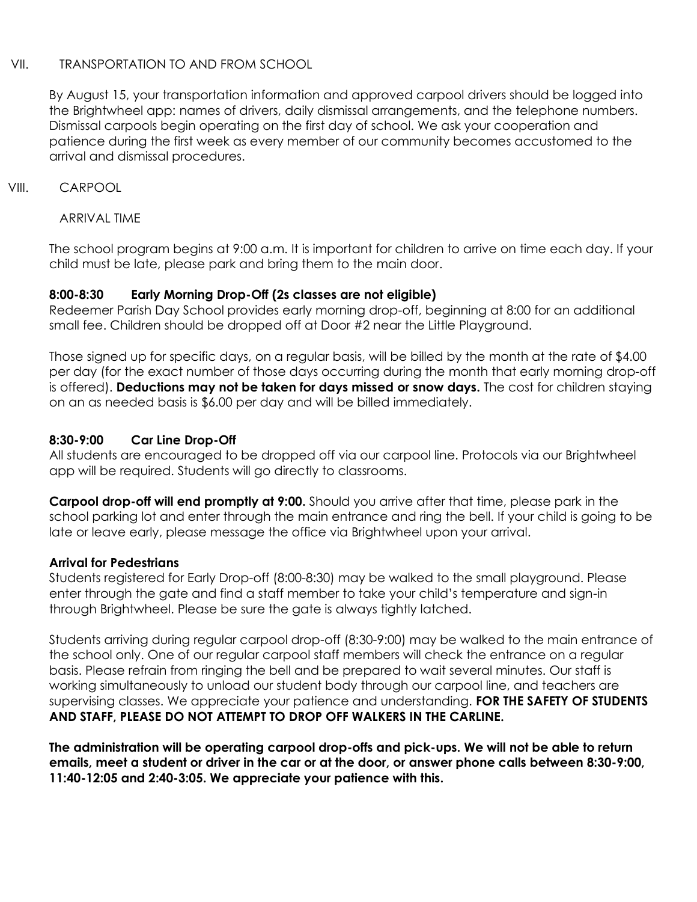## VII. TRANSPORTATION TO AND FROM SCHOOL

By August 15, your transportation information and approved carpool drivers should be logged into the Brightwheel app: names of drivers, daily dismissal arrangements, and the telephone numbers. Dismissal carpools begin operating on the first day of school. We ask your cooperation and patience during the first week as every member of our community becomes accustomed to the arrival and dismissal procedures.

## VIII. CARPOOL

### ARRIVAL TIME

The school program begins at 9:00 a.m. It is important for children to arrive on time each day. If your child must be late, please park and bring them to the main door.

**8:00-8:30 Early Morning Drop-Off (2s classes are not eligible)**
Redeemer Parish Day School provides early morning drop-off, beginning at 8:00 for an additional small fee. Children should be dropped off at Door #2 near the Little Playground.

Those signed up for specific days, on a regular basis, will be billed by the month at the rate of $4.00 per day (for the exact number of those days occurring during the month that early morning drop-off is offered). **Deductions may not be taken for days missed or snow days.** The cost for children staying on an as needed basis is $6.00 per day and will be billed immediately.

**8:30-9:00 Car Line Drop-Off**
All students are encouraged to be dropped off via our carpool line. Protocols via our Brightwheel app will be required. Students will go directly to classrooms.

**Carpool drop-off will end promptly at 9:00.** Should you arrive after that time, please park in the school parking lot and enter through the main entrance and ring the bell. If your child is going to be late or leave early, please message the office via Brightwheel upon your arrival.

**Arrival for Pedestrians**
Students registered for Early Drop-off (8:00-8:30) may be walked to the small playground. Please enter through the gate and find a staff member to take your child's temperature and sign-in through Brightwheel. Please be sure the gate is always tightly latched.

Students arriving during regular carpool drop-off (8:30-9:00) may be walked to the main entrance of the school only. One of our regular carpool staff members will check the entrance on a regular basis. Please refrain from ringing the bell and be prepared to wait several minutes. Our staff is working simultaneously to unload our student body through our carpool line, and teachers are supervising classes. We appreciate your patience and understanding. **FOR THE SAFETY OF STUDENTS AND STAFF, PLEASE DO NOT ATTEMPT TO DROP OFF WALKERS IN THE CARLINE.**

**The administration will be operating carpool drop-offs and pick-ups. We will not be able to return emails, meet a student or driver in the car or at the door, or answer phone calls between 8:30-9:00, 11:40-12:05 and 2:40-3:05. We appreciate your patience with this.**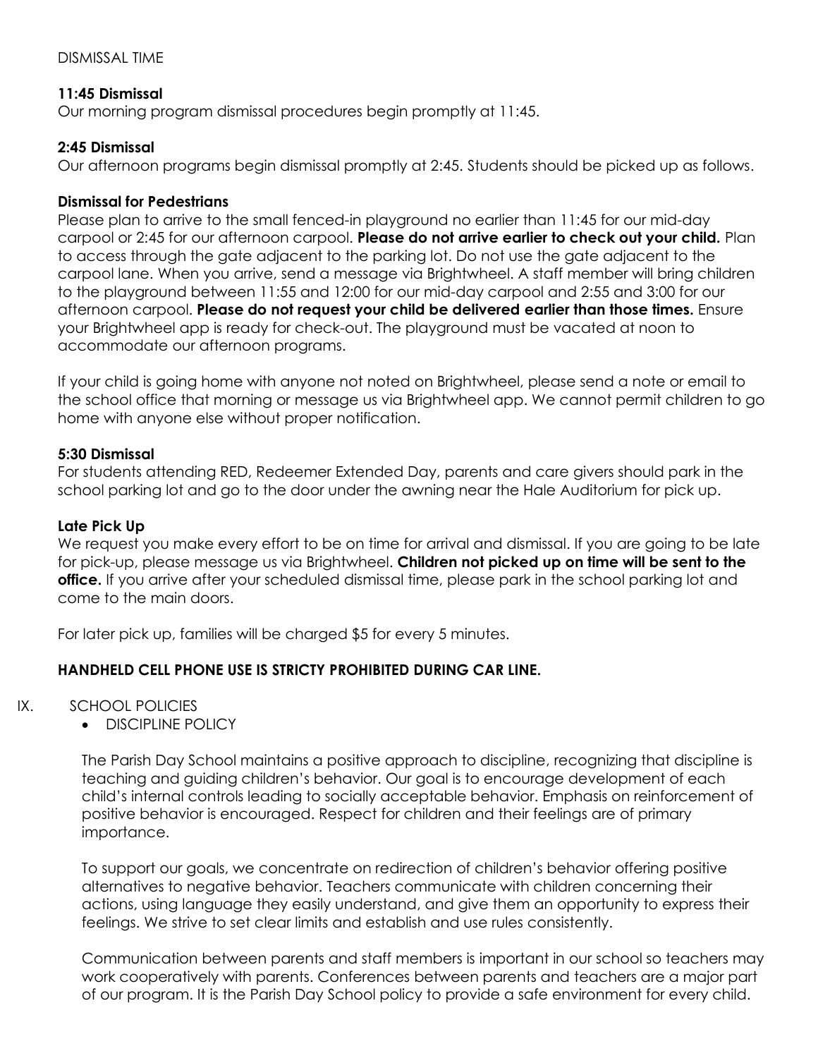DISMISSAL TIME

**11:45 Dismissal**
Our morning program dismissal procedures begin promptly at 11:45.

**2:45 Dismissal**
Our afternoon programs begin dismissal promptly at 2:45. Students should be picked up as follows.

**Dismissal for Pedestrians**
Please plan to arrive to the small fenced-in playground no earlier than 11:45 for our mid-day carpool or 2:45 for our afternoon carpool. **Please do not arrive earlier to check out your child.** Plan to access through the gate adjacent to the parking lot. Do not use the gate adjacent to the carpool lane. When you arrive, send a message via Brightwheel. A staff member will bring children to the playground between 11:55 and 12:00 for our mid-day carpool and 2:55 and 3:00 for our afternoon carpool. **Please do not request your child be delivered earlier than those times.** Ensure your Brightwheel app is ready for check-out. The playground must be vacated at noon to accommodate our afternoon programs.

If your child is going home with anyone not noted on Brightwheel, please send a note or email to the school office that morning or message us via Brightwheel app. We cannot permit children to go home with anyone else without proper notification.

**5:30 Dismissal**
For students attending RED, Redeemer Extended Day, parents and care givers should park in the school parking lot and go to the door under the awning near the Hale Auditorium for pick up.

**Late Pick Up**
We request you make every effort to be on time for arrival and dismissal. If you are going to be late for pick-up, please message us via Brightwheel. **Children not picked up on time will be sent to the office.** If you arrive after your scheduled dismissal time, please park in the school parking lot and come to the main doors.

For later pick up, families will be charged $5 for every 5 minutes.

**HANDHELD CELL PHONE USE IS STRICTY PROHIBITED DURING CAR LINE.**

IX. SCHOOL POLICIES

- DISCIPLINE POLICY

The Parish Day School maintains a positive approach to discipline, recognizing that discipline is teaching and guiding children's behavior. Our goal is to encourage development of each child's internal controls leading to socially acceptable behavior. Emphasis on reinforcement of positive behavior is encouraged. Respect for children and their feelings are of primary importance.

To support our goals, we concentrate on redirection of children's behavior offering positive alternatives to negative behavior. Teachers communicate with children concerning their actions, using language they easily understand, and give them an opportunity to express their feelings. We strive to set clear limits and establish and use rules consistently.

Communication between parents and staff members is important in our school so teachers may work cooperatively with parents. Conferences between parents and teachers are a major part of our program. It is the Parish Day School policy to provide a safe environment for every child.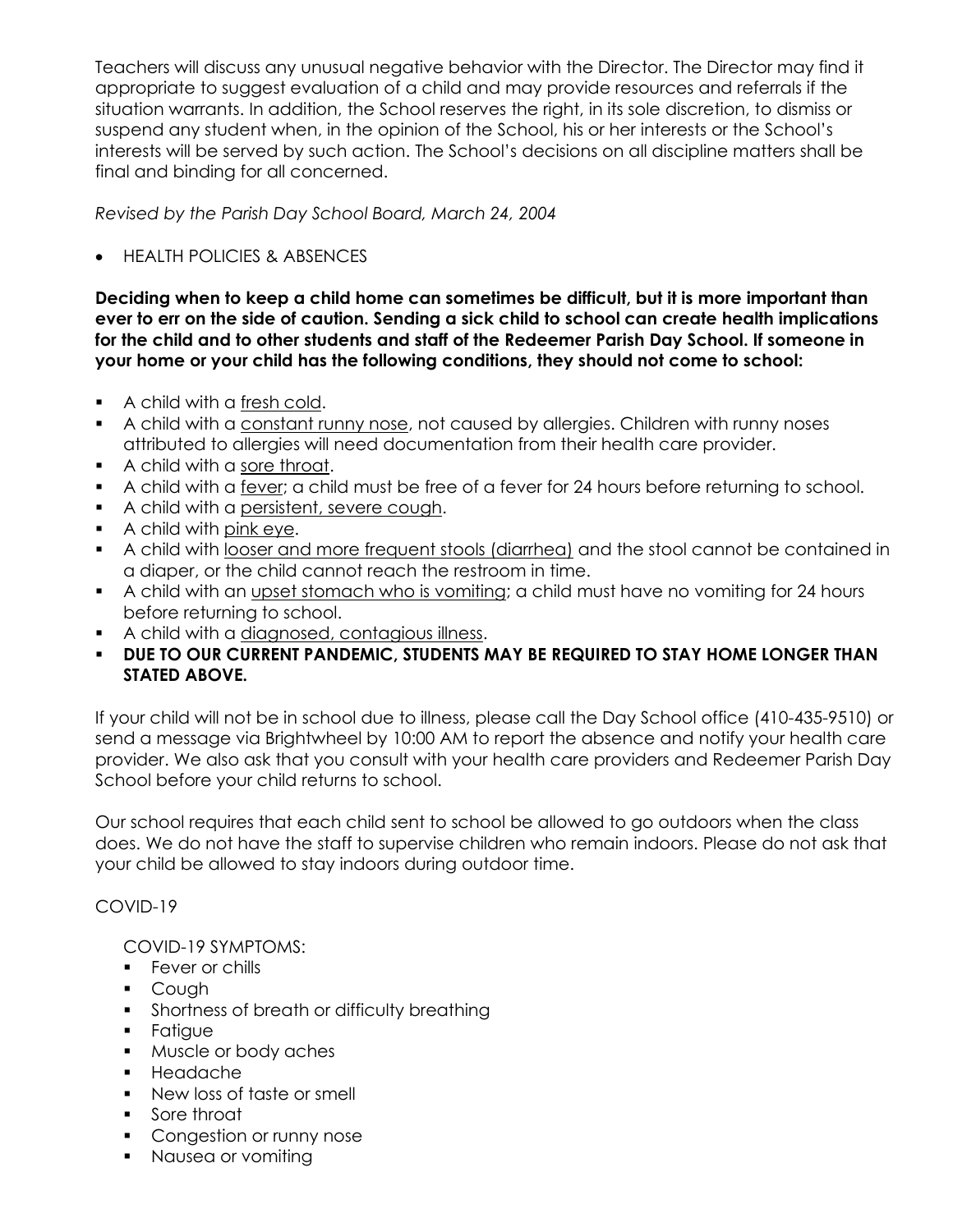Teachers will discuss any unusual negative behavior with the Director. The Director may find it appropriate to suggest evaluation of a child and may provide resources and referrals if the situation warrants. In addition, the School reserves the right, in its sole discretion, to dismiss or suspend any student when, in the opinion of the School, his or her interests or the School's interests will be served by such action. The School's decisions on all discipline matters shall be final and binding for all concerned.

*Revised by the Parish Day School Board, March 24, 2004*

- HEALTH POLICIES & ABSENCES

**Deciding when to keep a child home can sometimes be difficult, but it is more important than ever to err on the side of caution. Sending a sick child to school can create health implications for the child and to other students and staff of the Redeemer Parish Day School. If someone in your home or your child has the following conditions, they should not come to school:**

- A child with a fresh cold.
- A child with a constant runny nose, not caused by allergies. Children with runny noses attributed to allergies will need documentation from their health care provider.
- A child with a sore throat.
- A child with a fever; a child must be free of a fever for 24 hours before returning to school.
- A child with a persistent, severe cough.
- A child with pink eye.
- A child with looser and more frequent stools (diarrhea) and the stool cannot be contained in a diaper, or the child cannot reach the restroom in time.
- A child with an upset stomach who is vomiting; a child must have no vomiting for 24 hours before returning to school.
- A child with a diagnosed, contagious illness.
- **DUE TO OUR CURRENT PANDEMIC, STUDENTS MAY BE REQUIRED TO STAY HOME LONGER THAN STATED ABOVE.**

If your child will not be in school due to illness, please call the Day School office (410-435-9510) or send a message via Brightwheel by 10:00 AM to report the absence and notify your health care provider. We also ask that you consult with your health care providers and Redeemer Parish Day School before your child returns to school.

Our school requires that each child sent to school be allowed to go outdoors when the class does. We do not have the staff to supervise children who remain indoors. Please do not ask that your child be allowed to stay indoors during outdoor time.

COVID-19

COVID-19 SYMPTOMS:

- Fever or chills
- Cough
- Shortness of breath or difficulty breathing
- Fatigue
- Muscle or body aches
- Headache
- New loss of taste or smell
- Sore throat
- Congestion or runny nose
- Nausea or vomiting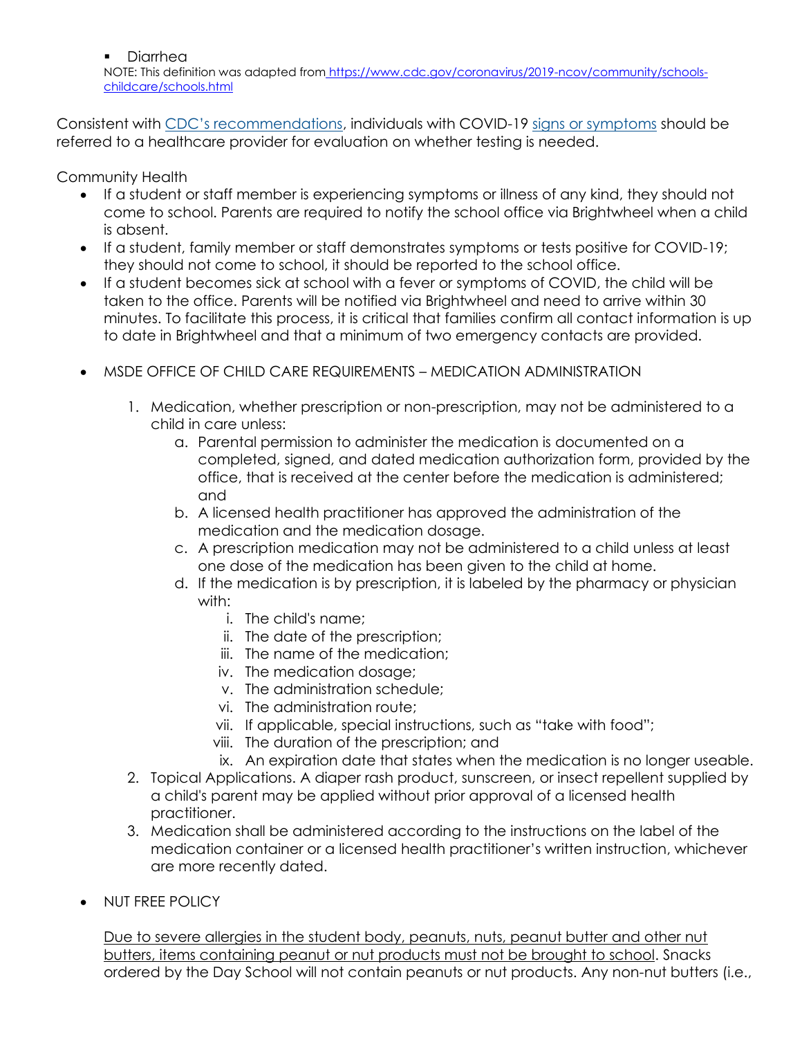- Diarrhea

NOTE: This definition was adapted from [https://www.cdc.gov/coronavirus/2019-ncov/community/schools-childcare/schools.html](https://www.cdc.gov/coronavirus/2019-ncov/community/schools-childcare/schools.html)

Consistent with CDC's recommendations, individuals with COVID-19 signs or symptoms should be referred to a healthcare provider for evaluation on whether testing is needed.

Community Health

- If a student or staff member is experiencing symptoms or illness of any kind, they should not come to school. Parents are required to notify the school office via Brightwheel when a child is absent.
- If a student, family member or staff demonstrates symptoms or tests positive for COVID-19; they should not come to school, it should be reported to the school office.
- If a student becomes sick at school with a fever or symptoms of COVID, the child will be taken to the office. Parents will be notified via Brightwheel and need to arrive within 30 minutes. To facilitate this process, it is critical that families confirm all contact information is up to date in Brightwheel and that a minimum of two emergency contacts are provided.

- MSDE OFFICE OF CHILD CARE REQUIREMENTS – MEDICATION ADMINISTRATION

  1. Medication, whether prescription or non-prescription, may not be administered to a child in care unless:
     a. Parental permission to administer the medication is documented on a completed, signed, and dated medication authorization form, provided by the office, that is received at the center before the medication is administered; and
     b. A licensed health practitioner has approved the administration of the medication and the medication dosage.
     c. A prescription medication may not be administered to a child unless at least one dose of the medication has been given to the child at home.
     d. If the medication is by prescription, it is labeled by the pharmacy or physician with:
        i. The child's name;
        ii. The date of the prescription;
        iii. The name of the medication;
        iv. The medication dosage;
        v. The administration schedule;
        vi. The administration route;
        vii. If applicable, special instructions, such as "take with food";
        viii. The duration of the prescription; and
        ix. An expiration date that states when the medication is no longer useable.
  2. Topical Applications. A diaper rash product, sunscreen, or insect repellent supplied by a child's parent may be applied without prior approval of a licensed health practitioner.
  3. Medication shall be administered according to the instructions on the label of the medication container or a licensed health practitioner's written instruction, whichever are more recently dated.

- NUT FREE POLICY

  Due to severe allergies in the student body, peanuts, nuts, peanut butter and other nut butters, items containing peanut or nut products must not be brought to school. Snacks ordered by the Day School will not contain peanuts or nut products. Any non-nut butters (i.e.,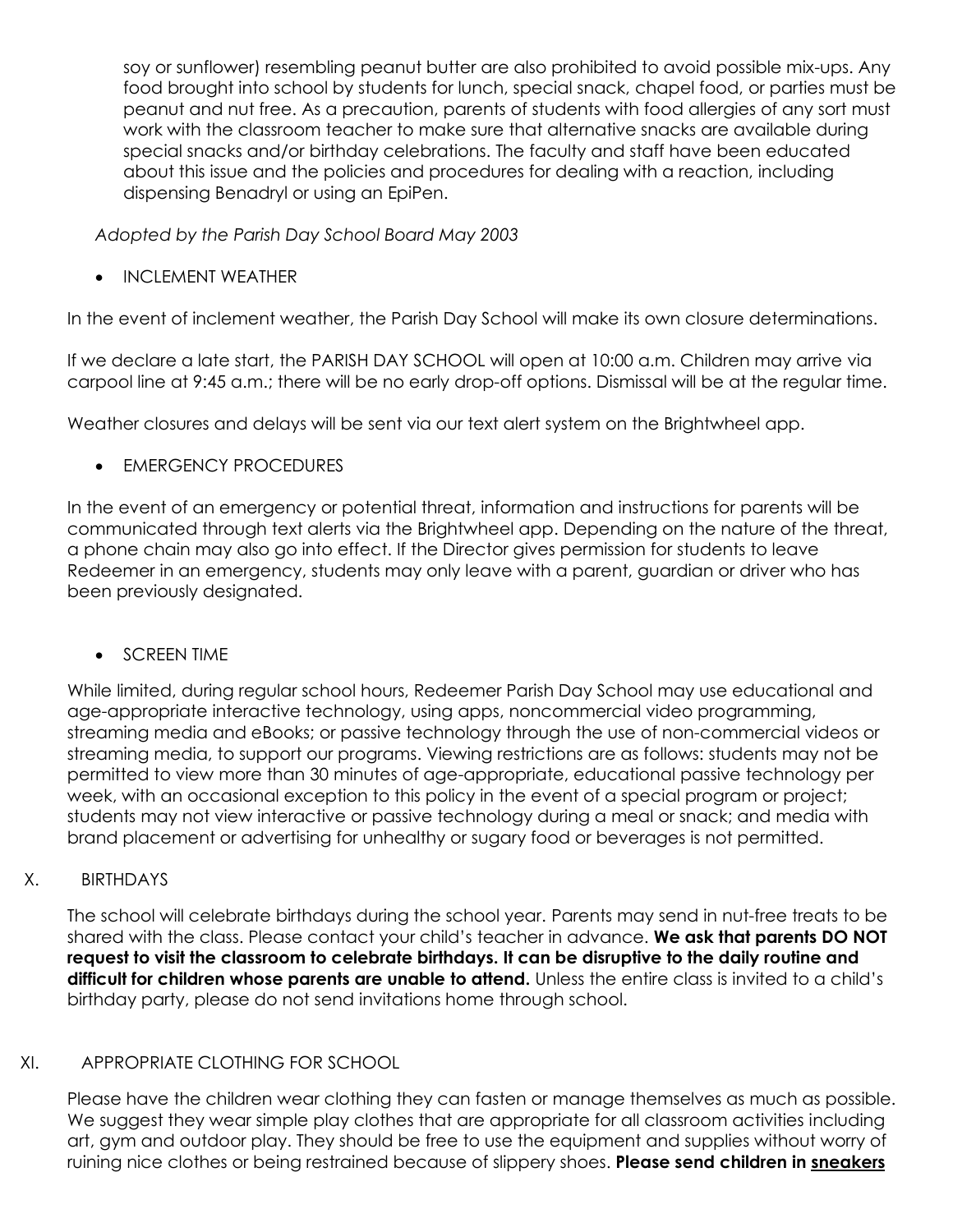soy or sunflower) resembling peanut butter are also prohibited to avoid possible mix-ups. Any food brought into school by students for lunch, special snack, chapel food, or parties must be peanut and nut free. As a precaution, parents of students with food allergies of any sort must work with the classroom teacher to make sure that alternative snacks are available during special snacks and/or birthday celebrations. The faculty and staff have been educated about this issue and the policies and procedures for dealing with a reaction, including dispensing Benadryl or using an EpiPen.

*Adopted by the Parish Day School Board May 2003*

- INCLEMENT WEATHER

In the event of inclement weather, the Parish Day School will make its own closure determinations.

If we declare a late start, the PARISH DAY SCHOOL will open at 10:00 a.m. Children may arrive via carpool line at 9:45 a.m.; there will be no early drop-off options. Dismissal will be at the regular time.

Weather closures and delays will be sent via our text alert system on the Brightwheel app.

- EMERGENCY PROCEDURES

In the event of an emergency or potential threat, information and instructions for parents will be communicated through text alerts via the Brightwheel app. Depending on the nature of the threat, a phone chain may also go into effect. If the Director gives permission for students to leave Redeemer in an emergency, students may only leave with a parent, guardian or driver who has been previously designated.

- SCREEN TIME

While limited, during regular school hours, Redeemer Parish Day School may use educational and age-appropriate interactive technology, using apps, noncommercial video programming, streaming media and eBooks; or passive technology through the use of non-commercial videos or streaming media, to support our programs. Viewing restrictions are as follows: students may not be permitted to view more than 30 minutes of age-appropriate, educational passive technology per week, with an occasional exception to this policy in the event of a special program or project; students may not view interactive or passive technology during a meal or snack; and media with brand placement or advertising for unhealthy or sugary food or beverages is not permitted.

## X. BIRTHDAYS

The school will celebrate birthdays during the school year. Parents may send in nut-free treats to be shared with the class. Please contact your child's teacher in advance. **We ask that parents DO NOT request to visit the classroom to celebrate birthdays. It can be disruptive to the daily routine and difficult for children whose parents are unable to attend.** Unless the entire class is invited to a child's birthday party, please do not send invitations home through school.

## XI. APPROPRIATE CLOTHING FOR SCHOOL

Please have the children wear clothing they can fasten or manage themselves as much as possible. We suggest they wear simple play clothes that are appropriate for all classroom activities including art, gym and outdoor play. They should be free to use the equipment and supplies without worry of ruining nice clothes or being restrained because of slippery shoes. **Please send children in <u>sneakers</u>**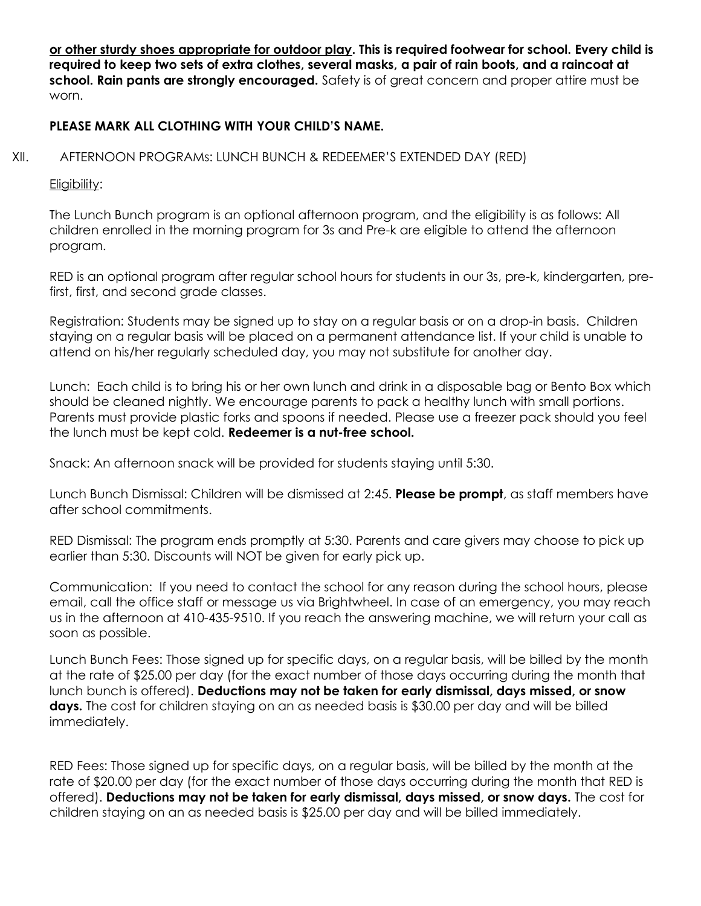**<u>or other sturdy shoes appropriate for outdoor play</u>. This is required footwear for school. Every child is required to keep two sets of extra clothes, several masks, a pair of rain boots, and a raincoat at school. Rain pants are strongly encouraged.** Safety is of great concern and proper attire must be worn.

**PLEASE MARK ALL CLOTHING WITH YOUR CHILD'S NAME.**

## XII. AFTERNOON PROGRAMs: LUNCH BUNCH & REDEEMER'S EXTENDED DAY (RED)

<u>Eligibility</u>:

The Lunch Bunch program is an optional afternoon program, and the eligibility is as follows: All children enrolled in the morning program for 3s and Pre-k are eligible to attend the afternoon program.

RED is an optional program after regular school hours for students in our 3s, pre-k, kindergarten, pre-first, first, and second grade classes.

Registration: Students may be signed up to stay on a regular basis or on a drop-in basis. Children staying on a regular basis will be placed on a permanent attendance list. If your child is unable to attend on his/her regularly scheduled day, you may not substitute for another day.

Lunch: Each child is to bring his or her own lunch and drink in a disposable bag or Bento Box which should be cleaned nightly. We encourage parents to pack a healthy lunch with small portions. Parents must provide plastic forks and spoons if needed. Please use a freezer pack should you feel the lunch must be kept cold. **Redeemer is a nut-free school.**

Snack: An afternoon snack will be provided for students staying until 5:30.

Lunch Bunch Dismissal: Children will be dismissed at 2:45. **Please be prompt**, as staff members have after school commitments.

RED Dismissal: The program ends promptly at 5:30. Parents and care givers may choose to pick up earlier than 5:30. Discounts will NOT be given for early pick up.

Communication: If you need to contact the school for any reason during the school hours, please email, call the office staff or message us via Brightwheel. In case of an emergency, you may reach us in the afternoon at 410-435-9510. If you reach the answering machine, we will return your call as soon as possible.

Lunch Bunch Fees: Those signed up for specific days, on a regular basis, will be billed by the month at the rate of $25.00 per day (for the exact number of those days occurring during the month that lunch bunch is offered). **Deductions may not be taken for early dismissal, days missed, or snow days.** The cost for children staying on an as needed basis is $30.00 per day and will be billed immediately.

RED Fees: Those signed up for specific days, on a regular basis, will be billed by the month at the rate of $20.00 per day (for the exact number of those days occurring during the month that RED is offered). **Deductions may not be taken for early dismissal, days missed, or snow days.** The cost for children staying on an as needed basis is $25.00 per day and will be billed immediately.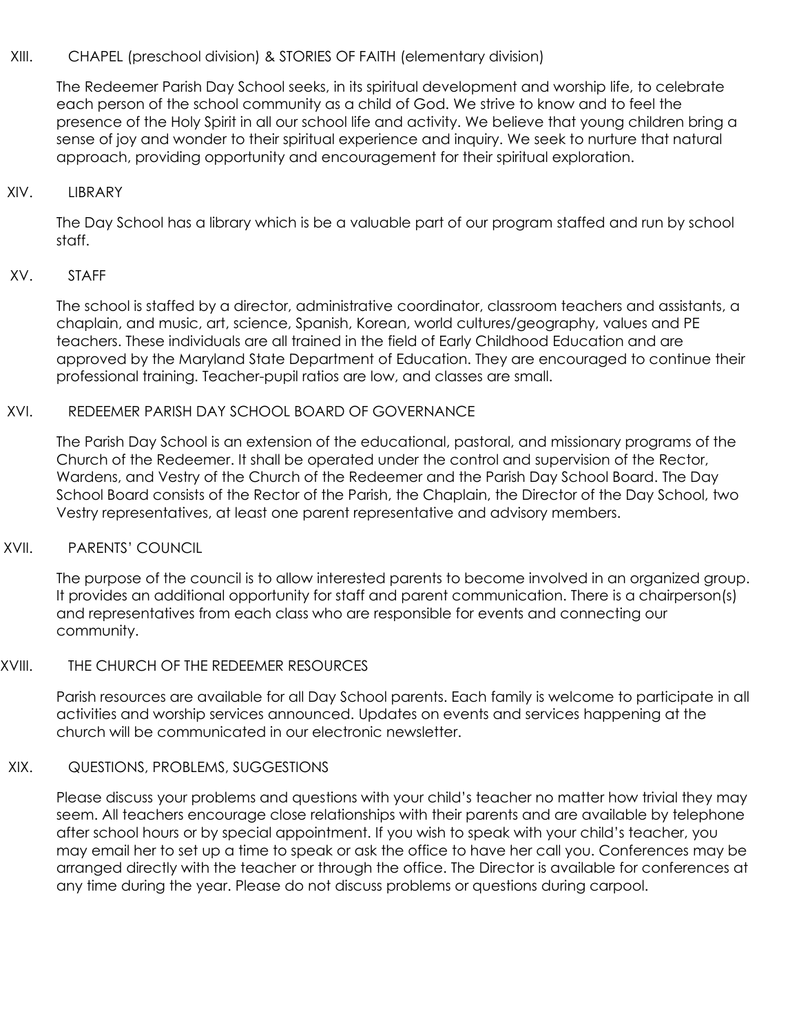## XIII. CHAPEL (preschool division) & STORIES OF FAITH (elementary division)

The Redeemer Parish Day School seeks, in its spiritual development and worship life, to celebrate each person of the school community as a child of God. We strive to know and to feel the presence of the Holy Spirit in all our school life and activity. We believe that young children bring a sense of joy and wonder to their spiritual experience and inquiry. We seek to nurture that natural approach, providing opportunity and encouragement for their spiritual exploration.

## XIV. LIBRARY

The Day School has a library which is be a valuable part of our program staffed and run by school staff.

## XV. STAFF

The school is staffed by a director, administrative coordinator, classroom teachers and assistants, a chaplain, and music, art, science, Spanish, Korean, world cultures/geography, values and PE teachers. These individuals are all trained in the field of Early Childhood Education and are approved by the Maryland State Department of Education. They are encouraged to continue their professional training. Teacher-pupil ratios are low, and classes are small.

## XVI. REDEEMER PARISH DAY SCHOOL BOARD OF GOVERNANCE

The Parish Day School is an extension of the educational, pastoral, and missionary programs of the Church of the Redeemer. It shall be operated under the control and supervision of the Rector, Wardens, and Vestry of the Church of the Redeemer and the Parish Day School Board. The Day School Board consists of the Rector of the Parish, the Chaplain, the Director of the Day School, two Vestry representatives, at least one parent representative and advisory members.

## XVII. PARENTS' COUNCIL

The purpose of the council is to allow interested parents to become involved in an organized group. It provides an additional opportunity for staff and parent communication. There is a chairperson(s) and representatives from each class who are responsible for events and connecting our community.

## XVIII. THE CHURCH OF THE REDEEMER RESOURCES

Parish resources are available for all Day School parents. Each family is welcome to participate in all activities and worship services announced. Updates on events and services happening at the church will be communicated in our electronic newsletter.

## XIX. QUESTIONS, PROBLEMS, SUGGESTIONS

Please discuss your problems and questions with your child's teacher no matter how trivial they may seem. All teachers encourage close relationships with their parents and are available by telephone after school hours or by special appointment. If you wish to speak with your child's teacher, you may email her to set up a time to speak or ask the office to have her call you. Conferences may be arranged directly with the teacher or through the office. The Director is available for conferences at any time during the year. Please do not discuss problems or questions during carpool.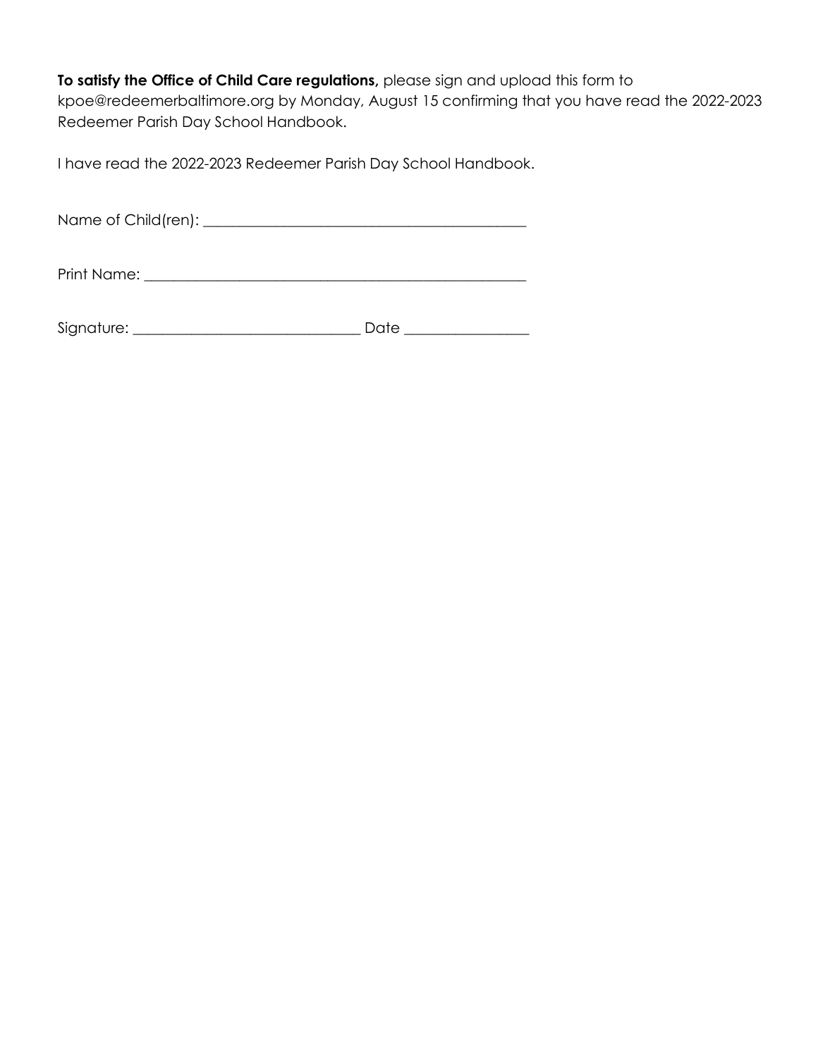**To satisfy the Office of Child Care regulations,** please sign and upload this form to kpoe@redeemerbaltimore.org by Monday, August 15 confirming that you have read the 2022-2023 Redeemer Parish Day School Handbook.

I have read the 2022-2023 Redeemer Parish Day School Handbook.

Name of Child(ren): ___________________________________________

Print Name: ___________________________________________________

Signature: ______________________________ Date ________________